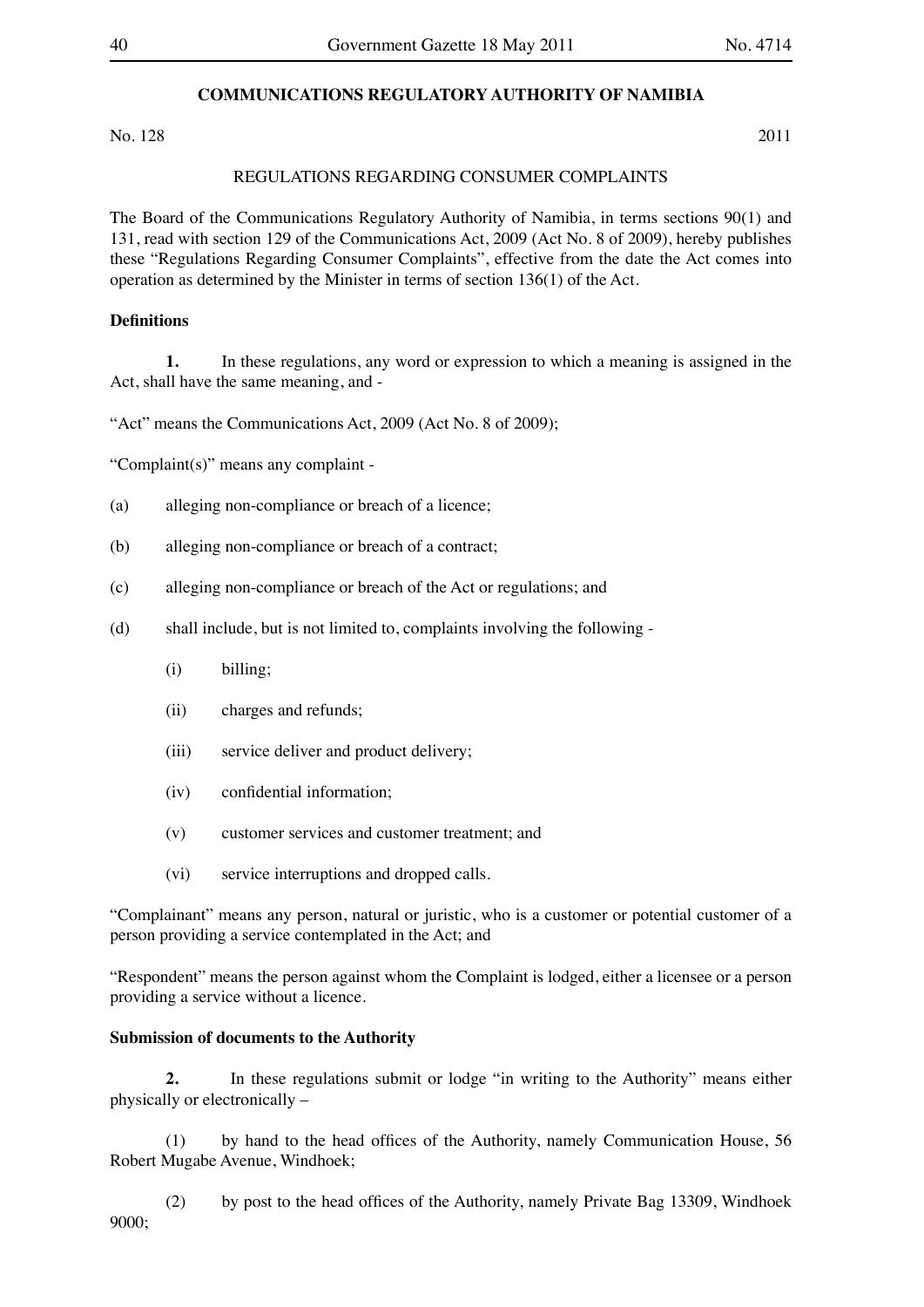**COMMUNICATIONS REGULATORY AUTHORITY OF NAMIBIA**

No. 128 2011

REGULATIONS REGARDING CONSUMER COMPLAINTS

The Board of the Communications Regulatory Authority of Namibia, in terms sections 90(1) and 131, read with section 129 of the Communications Act, 2009 (Act No. 8 of 2009), hereby publishes these "Regulations Regarding Consumer Complaints", effective from the date the Act comes into operation as determined by the Minister in terms of section 136(1) of the Act.

**Definitions**

**1.** In these regulations, any word or expression to which a meaning is assigned in the Act, shall have the same meaning, and -

"Act" means the Communications Act, 2009 (Act No. 8 of 2009);

"Complaint(s)" means any complaint -

(a) alleging non-compliance or breach of a licence;

(b) alleging non-compliance or breach of a contract;

(c) alleging non-compliance or breach of the Act or regulations; and

(d) shall include, but is not limited to, complaints involving the following -

(i) billing;

(ii) charges and refunds;

(iii) service deliver and product delivery;

(iv) confidential information;

(v) customer services and customer treatment; and

(vi) service interruptions and dropped calls.

"Complainant" means any person, natural or juristic, who is a customer or potential customer of a person providing a service contemplated in the Act; and

"Respondent" means the person against whom the Complaint is lodged, either a licensee or a person providing a service without a licence.

**Submission of documents to the Authority**

**2.** In these regulations submit or lodge "in writing to the Authority" means either physically or electronically –

(1) by hand to the head offices of the Authority, namely Communication House, 56 Robert Mugabe Avenue, Windhoek;

(2) by post to the head offices of the Authority, namely Private Bag 13309, Windhoek 9000;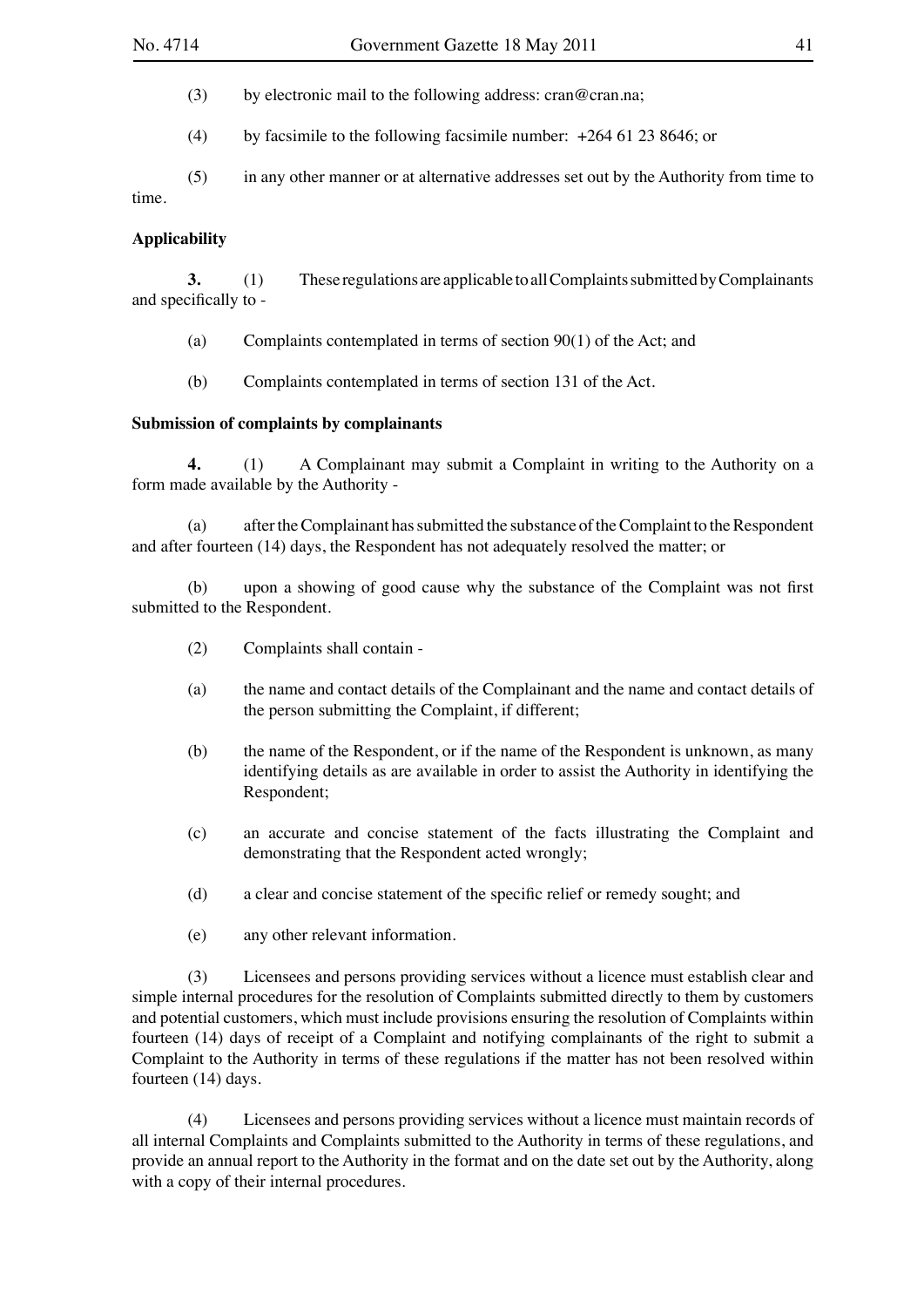(3) by electronic mail to the following address: cran@cran.na;

(4) by facsimile to the following facsimile number: +264 61 23 8646; or

(5) in any other manner or at alternative addresses set out by the Authority from time to time.

**Applicability**

**3.** (1) These regulations are applicable to all Complaints submitted by Complainants and specifically to -

(a) Complaints contemplated in terms of section 90(1) of the Act; and

(b) Complaints contemplated in terms of section 131 of the Act.

**Submission of complaints by complainants**

**4.** (1) A Complainant may submit a Complaint in writing to the Authority on a form made available by the Authority -

(a) after the Complainant has submitted the substance of the Complaint to the Respondent and after fourteen (14) days, the Respondent has not adequately resolved the matter; or

(b) upon a showing of good cause why the substance of the Complaint was not first submitted to the Respondent.

(2) Complaints shall contain -

(a) the name and contact details of the Complainant and the name and contact details of the person submitting the Complaint, if different;

(b) the name of the Respondent, or if the name of the Respondent is unknown, as many identifying details as are available in order to assist the Authority in identifying the Respondent;

(c) an accurate and concise statement of the facts illustrating the Complaint and demonstrating that the Respondent acted wrongly;

(d) a clear and concise statement of the specific relief or remedy sought; and

(e) any other relevant information.

(3) Licensees and persons providing services without a licence must establish clear and simple internal procedures for the resolution of Complaints submitted directly to them by customers and potential customers, which must include provisions ensuring the resolution of Complaints within fourteen (14) days of receipt of a Complaint and notifying complainants of the right to submit a Complaint to the Authority in terms of these regulations if the matter has not been resolved within fourteen (14) days.

(4) Licensees and persons providing services without a licence must maintain records of all internal Complaints and Complaints submitted to the Authority in terms of these regulations, and provide an annual report to the Authority in the format and on the date set out by the Authority, along with a copy of their internal procedures.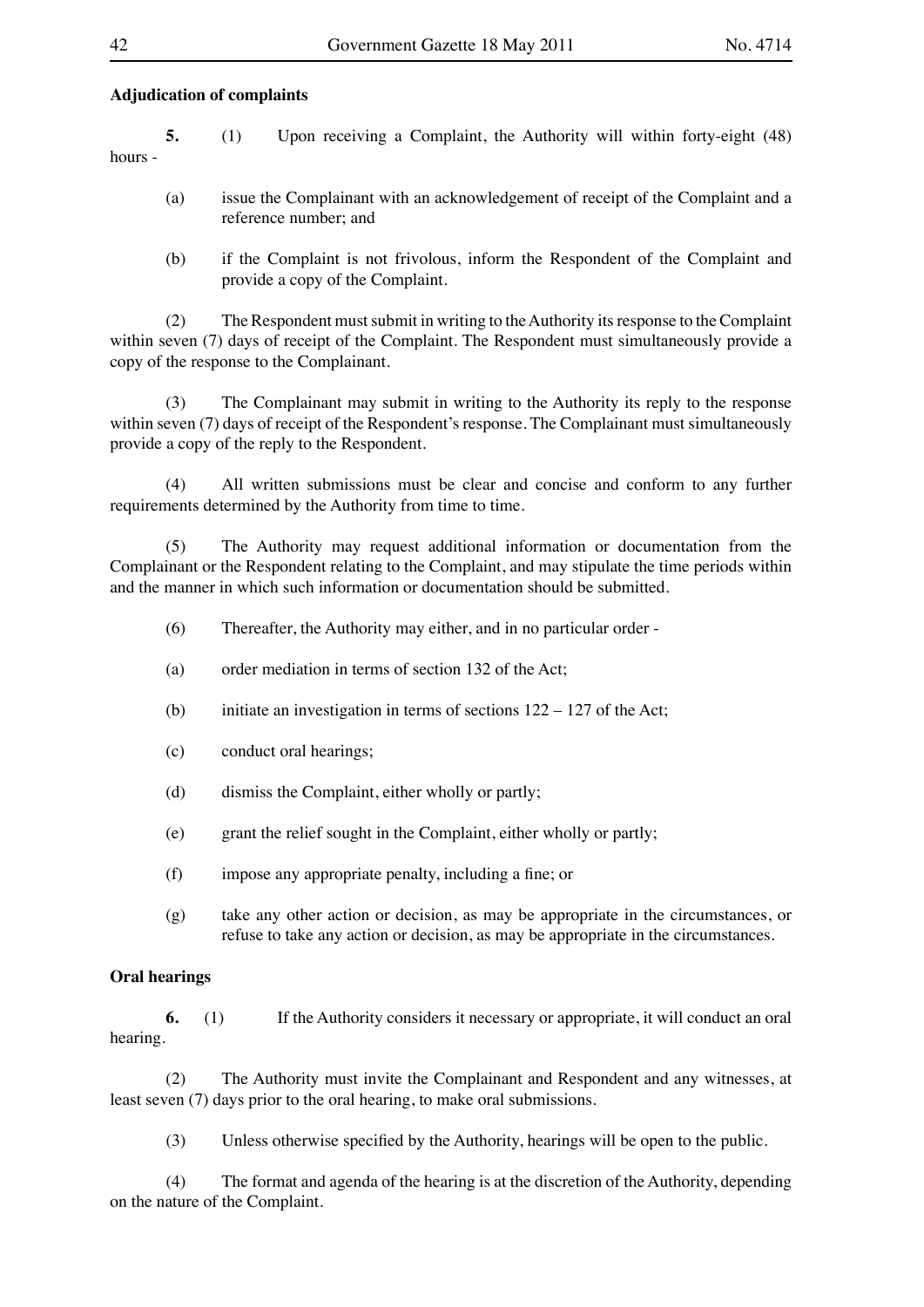**Adjudication of complaints**

**5.** (1) Upon receiving a Complaint, the Authority will within forty-eight (48) hours -

(a) issue the Complainant with an acknowledgement of receipt of the Complaint and a reference number; and

(b) if the Complaint is not frivolous, inform the Respondent of the Complaint and provide a copy of the Complaint.

(2) The Respondent must submit in writing to the Authority its response to the Complaint within seven (7) days of receipt of the Complaint. The Respondent must simultaneously provide a copy of the response to the Complainant.

(3) The Complainant may submit in writing to the Authority its reply to the response within seven (7) days of receipt of the Respondent's response. The Complainant must simultaneously provide a copy of the reply to the Respondent.

(4) All written submissions must be clear and concise and conform to any further requirements determined by the Authority from time to time.

(5) The Authority may request additional information or documentation from the Complainant or the Respondent relating to the Complaint, and may stipulate the time periods within and the manner in which such information or documentation should be submitted.

(6) Thereafter, the Authority may either, and in no particular order -

(a) order mediation in terms of section 132 of the Act;

(b) initiate an investigation in terms of sections 122 – 127 of the Act;

(c) conduct oral hearings;

(d) dismiss the Complaint, either wholly or partly;

(e) grant the relief sought in the Complaint, either wholly or partly;

(f) impose any appropriate penalty, including a fine; or

(g) take any other action or decision, as may be appropriate in the circumstances, or refuse to take any action or decision, as may be appropriate in the circumstances.

**Oral hearings**

**6.** (1) If the Authority considers it necessary or appropriate, it will conduct an oral hearing.

(2) The Authority must invite the Complainant and Respondent and any witnesses, at least seven (7) days prior to the oral hearing, to make oral submissions.

(3) Unless otherwise specified by the Authority, hearings will be open to the public.

(4) The format and agenda of the hearing is at the discretion of the Authority, depending on the nature of the Complaint.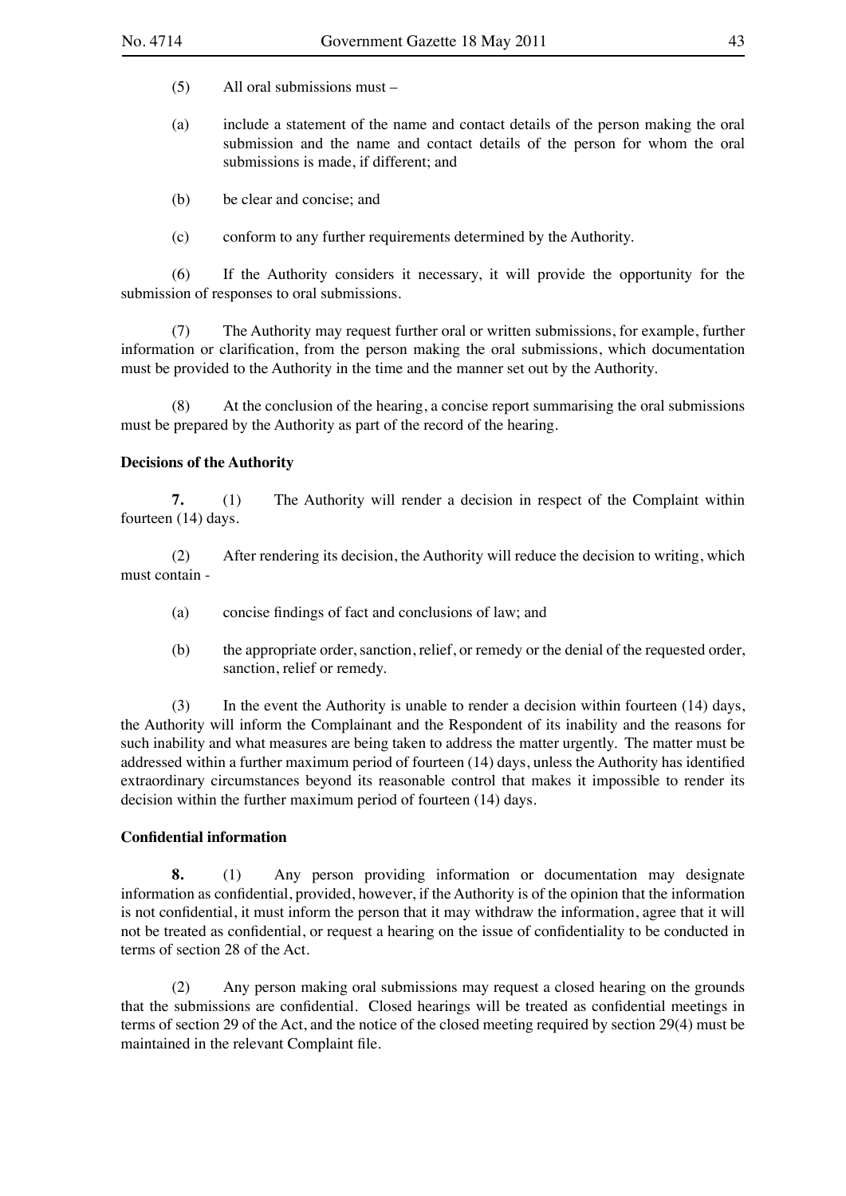(5) All oral submissions must –

(a) include a statement of the name and contact details of the person making the oral submission and the name and contact details of the person for whom the oral submissions is made, if different; and

(b) be clear and concise; and

(c) conform to any further requirements determined by the Authority.

(6) If the Authority considers it necessary, it will provide the opportunity for the submission of responses to oral submissions.

(7) The Authority may request further oral or written submissions, for example, further information or clarification, from the person making the oral submissions, which documentation must be provided to the Authority in the time and the manner set out by the Authority.

(8) At the conclusion of the hearing, a concise report summarising the oral submissions must be prepared by the Authority as part of the record of the hearing.

**Decisions of the Authority**

**7.** (1) The Authority will render a decision in respect of the Complaint within fourteen (14) days.

(2) After rendering its decision, the Authority will reduce the decision to writing, which must contain -

(a) concise findings of fact and conclusions of law; and

(b) the appropriate order, sanction, relief, or remedy or the denial of the requested order, sanction, relief or remedy.

(3) In the event the Authority is unable to render a decision within fourteen (14) days, the Authority will inform the Complainant and the Respondent of its inability and the reasons for such inability and what measures are being taken to address the matter urgently. The matter must be addressed within a further maximum period of fourteen (14) days, unless the Authority has identified extraordinary circumstances beyond its reasonable control that makes it impossible to render its decision within the further maximum period of fourteen (14) days.

**Confidential information**

**8.** (1) Any person providing information or documentation may designate information as confidential, provided, however, if the Authority is of the opinion that the information is not confidential, it must inform the person that it may withdraw the information, agree that it will not be treated as confidential, or request a hearing on the issue of confidentiality to be conducted in terms of section 28 of the Act.

(2) Any person making oral submissions may request a closed hearing on the grounds that the submissions are confidential. Closed hearings will be treated as confidential meetings in terms of section 29 of the Act, and the notice of the closed meeting required by section 29(4) must be maintained in the relevant Complaint file.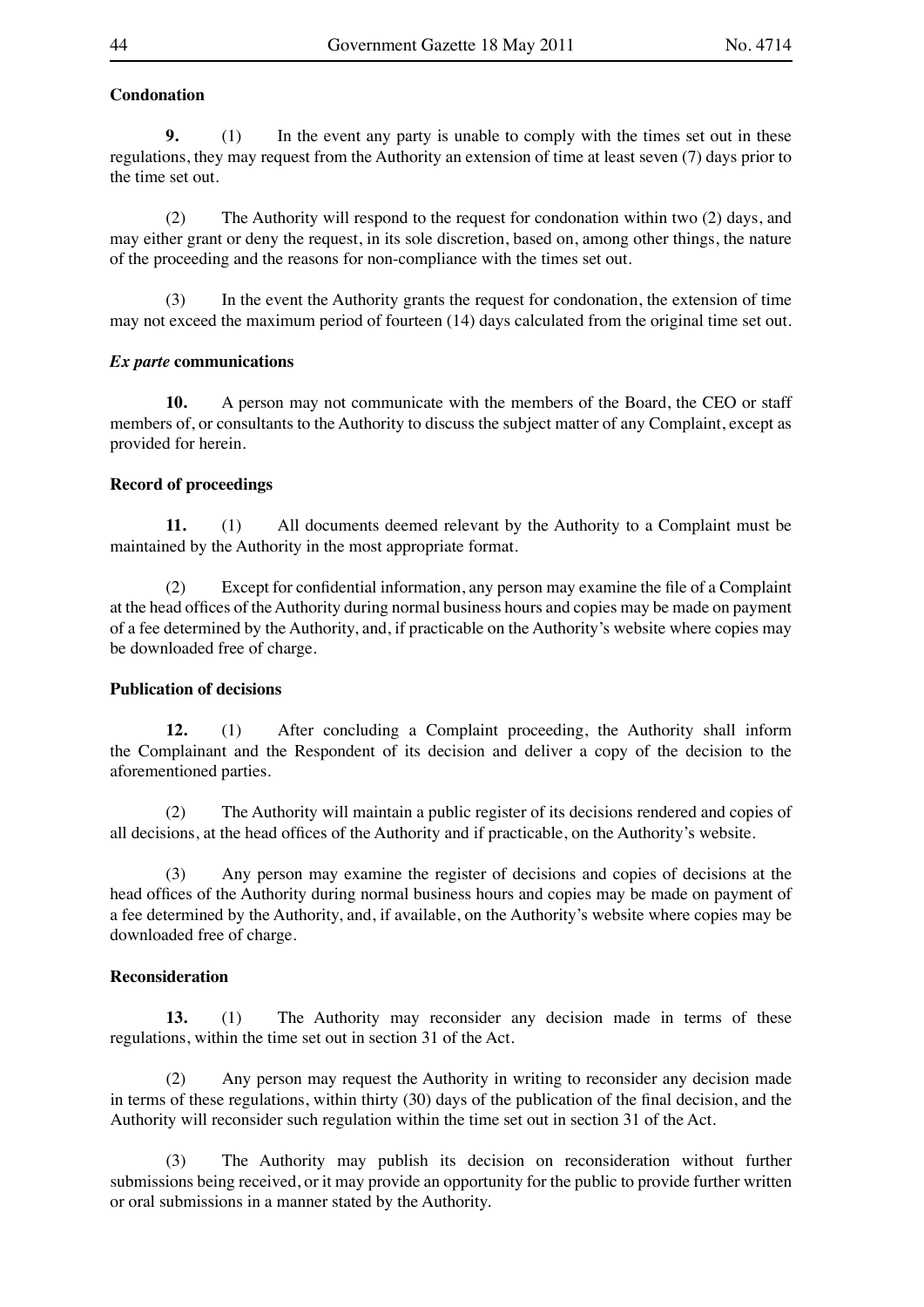**Condonation**

**9.** (1) In the event any party is unable to comply with the times set out in these regulations, they may request from the Authority an extension of time at least seven (7) days prior to the time set out.

(2) The Authority will respond to the request for condonation within two (2) days, and may either grant or deny the request, in its sole discretion, based on, among other things, the nature of the proceeding and the reasons for non-compliance with the times set out.

(3) In the event the Authority grants the request for condonation, the extension of time may not exceed the maximum period of fourteen (14) days calculated from the original time set out.

***Ex parte* communications**

**10.** A person may not communicate with the members of the Board, the CEO or staff members of, or consultants to the Authority to discuss the subject matter of any Complaint, except as provided for herein.

**Record of proceedings**

**11.** (1) All documents deemed relevant by the Authority to a Complaint must be maintained by the Authority in the most appropriate format.

(2) Except for confidential information, any person may examine the file of a Complaint at the head offices of the Authority during normal business hours and copies may be made on payment of a fee determined by the Authority, and, if practicable on the Authority's website where copies may be downloaded free of charge.

**Publication of decisions**

**12.** (1) After concluding a Complaint proceeding, the Authority shall inform the Complainant and the Respondent of its decision and deliver a copy of the decision to the aforementioned parties.

(2) The Authority will maintain a public register of its decisions rendered and copies of all decisions, at the head offices of the Authority and if practicable, on the Authority's website.

(3) Any person may examine the register of decisions and copies of decisions at the head offices of the Authority during normal business hours and copies may be made on payment of a fee determined by the Authority, and, if available, on the Authority's website where copies may be downloaded free of charge.

**Reconsideration**

**13.** (1) The Authority may reconsider any decision made in terms of these regulations, within the time set out in section 31 of the Act.

(2) Any person may request the Authority in writing to reconsider any decision made in terms of these regulations, within thirty (30) days of the publication of the final decision, and the Authority will reconsider such regulation within the time set out in section 31 of the Act.

(3) The Authority may publish its decision on reconsideration without further submissions being received, or it may provide an opportunity for the public to provide further written or oral submissions in a manner stated by the Authority.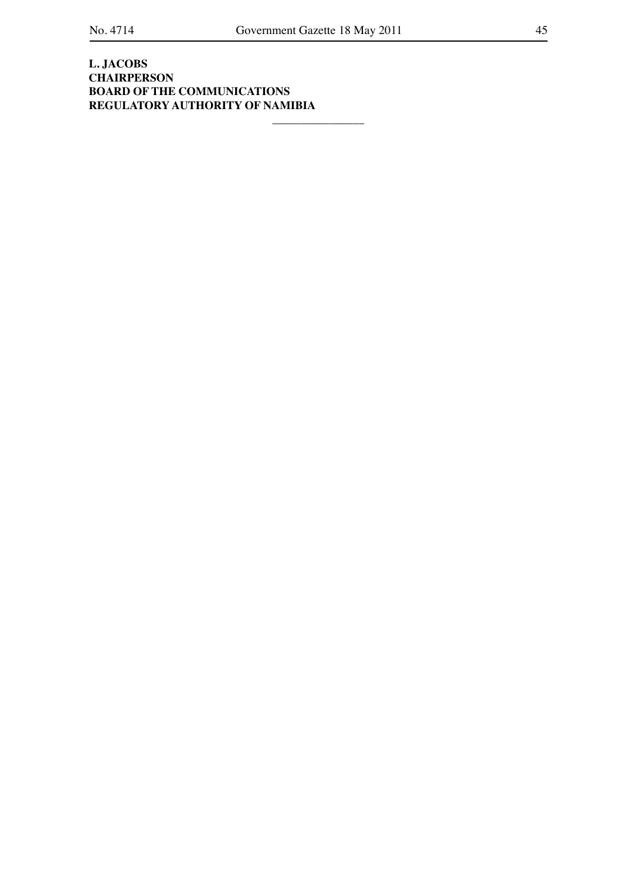**L. JACOBS**
**CHAIRPERSON**
**BOARD OF THE COMMUNICATIONS**
**REGULATORY AUTHORITY OF NAMIBIA**

________________